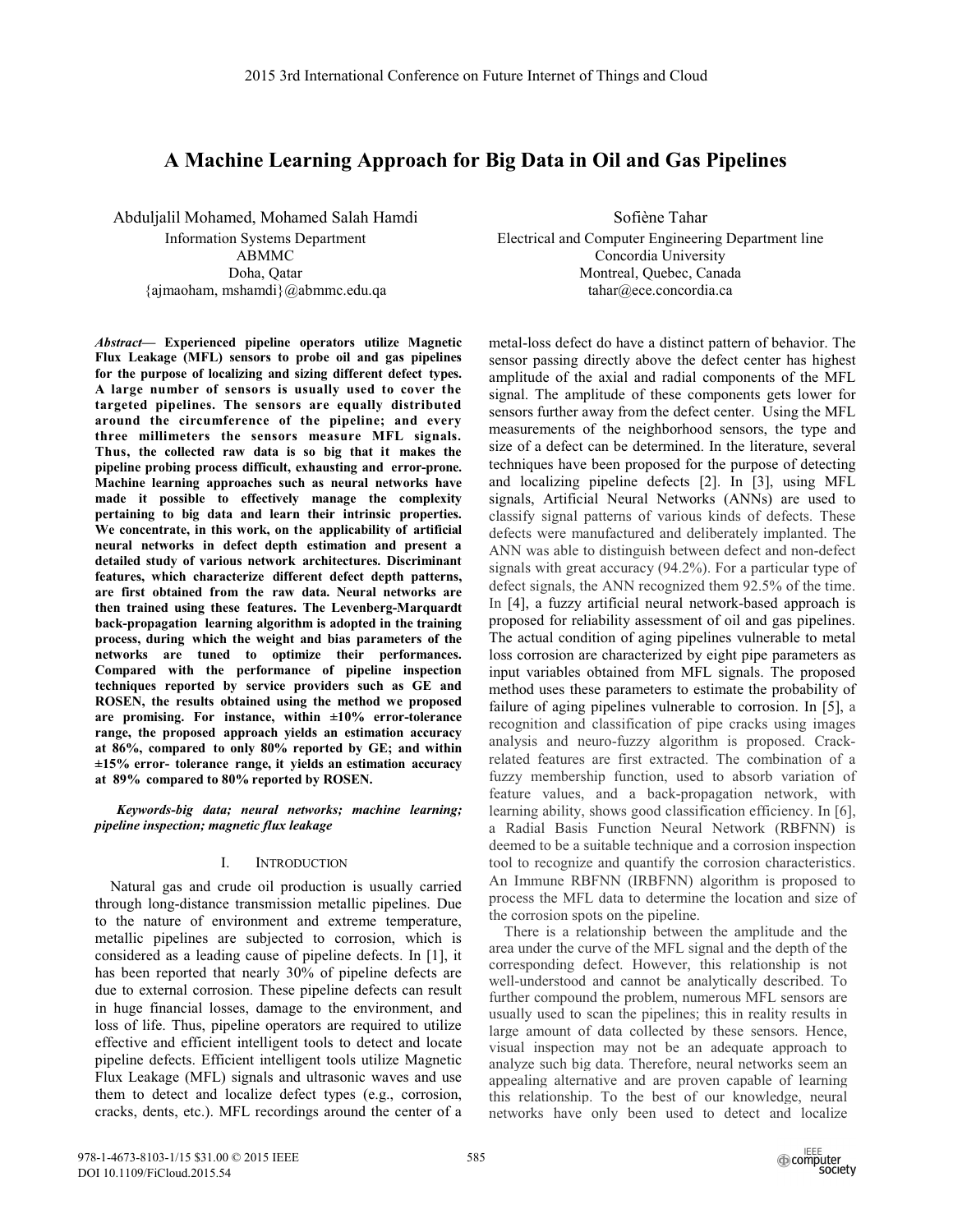# A Machine Learning Approach for Big Data in Oil and Gas Pipelines

Abduljalil Mohamed, Mohamed Salah Hamdi
Information Systems Department
ABMMC
Doha, Qatar
{ajmaoham, mshamdi}@abmmc.edu.qa

Sofiène Tahar
Electrical and Computer Engineering Department line
Concordia University
Montreal, Quebec, Canada
tahar@ece.concordia.ca

***Abstract*— Experienced pipeline operators utilize Magnetic Flux Leakage (MFL) sensors to probe oil and gas pipelines for the purpose of localizing and sizing different defect types. A large number of sensors is usually used to cover the targeted pipelines. The sensors are equally distributed around the circumference of the pipeline; and every three millimeters the sensors measure MFL signals. Thus, the collected raw data is so big that it makes the pipeline probing process difficult, exhausting and error-prone. Machine learning approaches such as neural networks have made it possible to effectively manage the complexity pertaining to big data and learn their intrinsic properties. We concentrate, in this work, on the applicability of artificial neural networks in defect depth estimation and present a detailed study of various network architectures. Discriminant features, which characterize different defect depth patterns, are first obtained from the raw data. Neural networks are then trained using these features. The Levenberg-Marquardt back-propagation learning algorithm is adopted in the training process, during which the weight and bias parameters of the networks are tuned to optimize their performances. Compared with the performance of pipeline inspection techniques reported by service providers such as GE and ROSEN, the results obtained using the method we proposed are promising. For instance, within ±10% error-tolerance range, the proposed approach yields an estimation accuracy at 86%, compared to only 80% reported by GE; and within ±15% error- tolerance range, it yields an estimation accuracy at 89% compared to 80% reported by ROSEN.**

***Keywords-big data; neural networks; machine learning; pipeline inspection; magnetic flux leakage***

## I. Introduction

Natural gas and crude oil production is usually carried through long-distance transmission metallic pipelines. Due to the nature of environment and extreme temperature, metallic pipelines are subjected to corrosion, which is considered as a leading cause of pipeline defects. In [1], it has been reported that nearly 30% of pipeline defects are due to external corrosion. These pipeline defects can result in huge financial losses, damage to the environment, and loss of life. Thus, pipeline operators are required to utilize effective and efficient intelligent tools to detect and locate pipeline defects. Efficient intelligent tools utilize Magnetic Flux Leakage (MFL) signals and ultrasonic waves and use them to detect and localize defect types (e.g., corrosion, cracks, dents, etc.). MFL recordings around the center of a metal-loss defect do have a distinct pattern of behavior. The sensor passing directly above the defect center has highest amplitude of the axial and radial components of the MFL signal. The amplitude of these components gets lower for sensors further away from the defect center. Using the MFL measurements of the neighborhood sensors, the type and size of a defect can be determined. In the literature, several techniques have been proposed for the purpose of detecting and localizing pipeline defects [2]. In [3], using MFL signals, Artificial Neural Networks (ANNs) are used to classify signal patterns of various kinds of defects. These defects were manufactured and deliberately implanted. The ANN was able to distinguish between defect and non-defect signals with great accuracy (94.2%). For a particular type of defect signals, the ANN recognized them 92.5% of the time. In [4], a fuzzy artificial neural network-based approach is proposed for reliability assessment of oil and gas pipelines. The actual condition of aging pipelines vulnerable to metal loss corrosion are characterized by eight pipe parameters as input variables obtained from MFL signals. The proposed method uses these parameters to estimate the probability of failure of aging pipelines vulnerable to corrosion. In [5], a recognition and classification of pipe cracks using images analysis and neuro-fuzzy algorithm is proposed. Crack-related features are first extracted. The combination of a fuzzy membership function, used to absorb variation of feature values, and a back-propagation network, with learning ability, shows good classification efficiency. In [6], a Radial Basis Function Neural Network (RBFNN) is deemed to be a suitable technique and a corrosion inspection tool to recognize and quantify the corrosion characteristics. An Immune RBFNN (IRBFNN) algorithm is proposed to process the MFL data to determine the location and size of the corrosion spots on the pipeline.

There is a relationship between the amplitude and the area under the curve of the MFL signal and the depth of the corresponding defect. However, this relationship is not well-understood and cannot be analytically described. To further compound the problem, numerous MFL sensors are usually used to scan the pipelines; this in reality results in large amount of data collected by these sensors. Hence, visual inspection may not be an adequate approach to analyze such big data. Therefore, neural networks seem an appealing alternative and are proven capable of learning this relationship. To the best of our knowledge, neural networks have only been used to detect and localize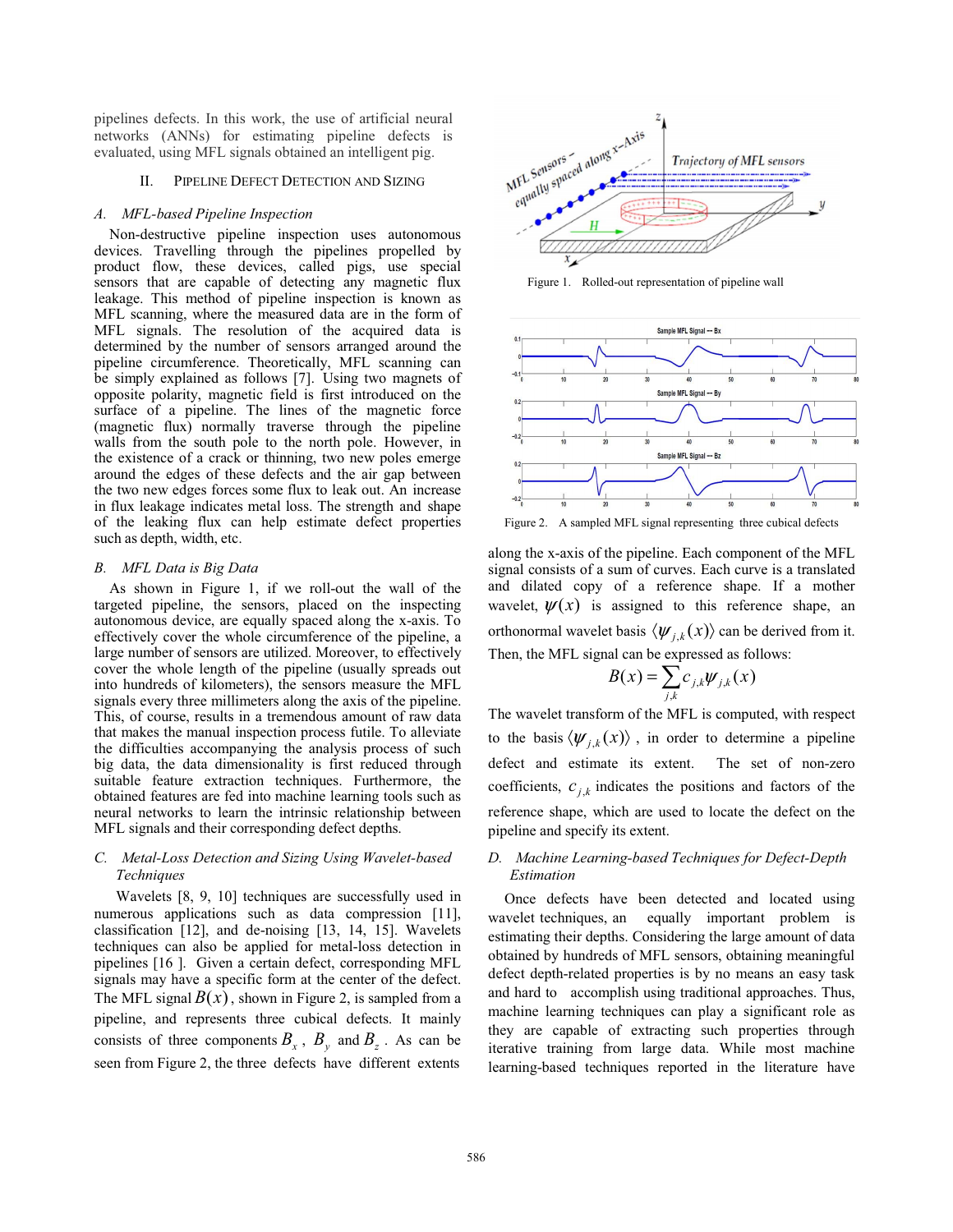pipelines defects. In this work, the use of artificial neural networks (ANNs) for estimating pipeline defects is evaluated, using MFL signals obtained an intelligent pig.

## II. Pipeline Defect Detection and Sizing

### A. MFL-based Pipeline Inspection

Non-destructive pipeline inspection uses autonomous devices. Travelling through the pipelines propelled by product flow, these devices, called pigs, use special sensors that are capable of detecting any magnetic flux leakage. This method of pipeline inspection is known as MFL scanning, where the measured data are in the form of MFL signals. The resolution of the acquired data is determined by the number of sensors arranged around the pipeline circumference. Theoretically, MFL scanning can be simply explained as follows [7]. Using two magnets of opposite polarity, magnetic field is first introduced on the surface of a pipeline. The lines of the magnetic force (magnetic flux) normally traverse through the pipeline walls from the south pole to the north pole. However, in the existence of a crack or thinning, two new poles emerge around the edges of these defects and the air gap between the two new edges forces some flux to leak out. An increase in flux leakage indicates metal loss. The strength and shape of the leaking flux can help estimate defect properties such as depth, width, etc.

### B. MFL Data is Big Data

As shown in Figure 1, if we roll-out the wall of the targeted pipeline, the sensors, placed on the inspecting autonomous device, are equally spaced along the x-axis. To effectively cover the whole circumference of the pipeline, a large number of sensors are utilized. Moreover, to effectively cover the whole length of the pipeline (usually spreads out into hundreds of kilometers), the sensors measure the MFL signals every three millimeters along the axis of the pipeline. This, of course, results in a tremendous amount of raw data that makes the manual inspection process futile. To alleviate the difficulties accompanying the analysis process of such big data, the data dimensionality is first reduced through suitable feature extraction techniques. Furthermore, the obtained features are fed into machine learning tools such as neural networks to learn the intrinsic relationship between MFL signals and their corresponding defect depths.

### C. Metal-Loss Detection and Sizing Using Wavelet-based Techniques

Wavelets [8, 9, 10] techniques are successfully used in numerous applications such as data compression [11], classification [12], and de-noising [13, 14, 15]. Wavelets techniques can also be applied for metal-loss detection in pipelines [16 ]. Given a certain defect, corresponding MFL signals may have a specific form at the center of the defect. The MFL signal $B(x)$, shown in Figure 2, is sampled from a pipeline, and represents three cubical defects. It mainly consists of three components $B_x$, $B_y$ and $B_z$. As can be seen from Figure 2, the three defects have different extents

MFL Sensors – equally spaced along x-Axis
Trajectory of MFL sensors
z
y
x
H

Figure 1. Rolled-out representation of pipeline wall

Sample MFL Signal -- Bx
Sample MFL Signal -- By
Sample MFL Signal -- Bz

Figure 2. A sampled MFL signal representing three cubical defects

along the x-axis of the pipeline. Each component of the MFL signal consists of a sum of curves. Each curve is a translated and dilated copy of a reference shape. If a mother wavelet, $\psi(x)$ is assigned to this reference shape, an orthonormal wavelet basis $\langle \psi_{j,k}(x) \rangle$ can be derived from it. Then, the MFL signal can be expressed as follows:

$$B(x) = \sum_{j,k} c_{j,k} \psi_{j,k}(x)$$

The wavelet transform of the MFL is computed, with respect to the basis $\langle \psi_{j,k}(x) \rangle$, in order to determine a pipeline defect and estimate its extent. The set of non-zero coefficients, $c_{j,k}$ indicates the positions and factors of the reference shape, which are used to locate the defect on the pipeline and specify its extent.

### D. Machine Learning-based Techniques for Defect-Depth Estimation

Once defects have been detected and located using wavelet techniques, an equally important problem is estimating their depths. Considering the large amount of data obtained by hundreds of MFL sensors, obtaining meaningful defect depth-related properties is by no means an easy task and hard to accomplish using traditional approaches. Thus, machine learning techniques can play a significant role as they are capable of extracting such properties through iterative training from large data. While most machine learning-based techniques reported in the literature have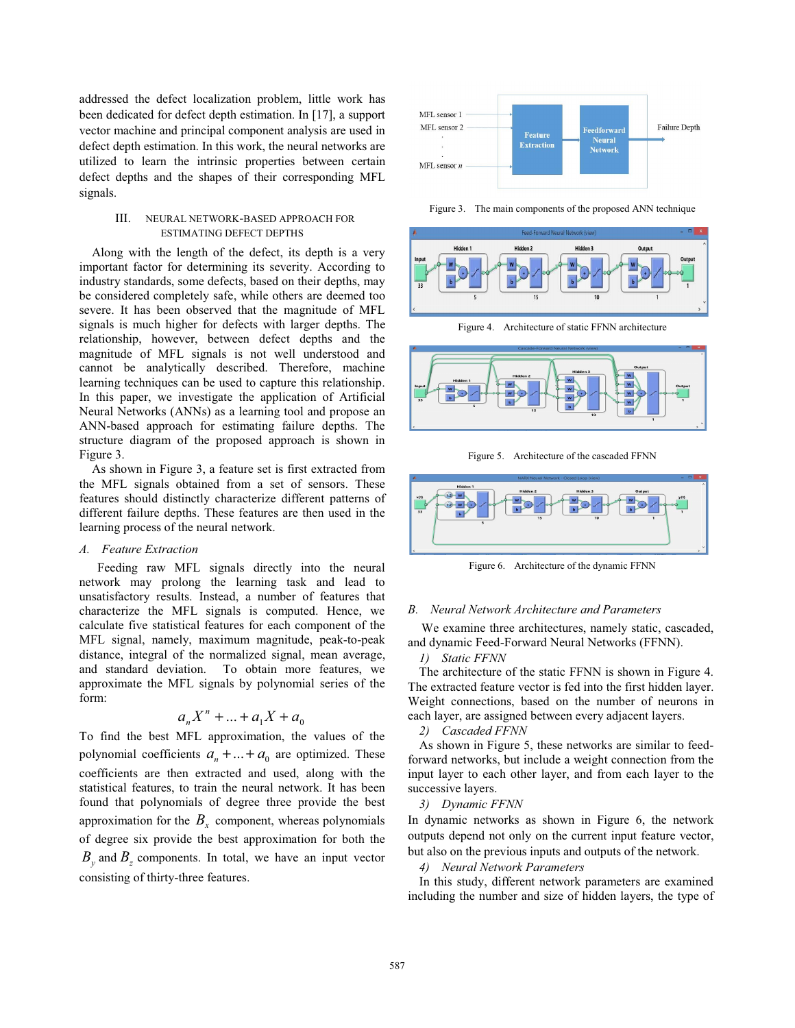addressed the defect localization problem, little work has been dedicated for defect depth estimation. In [17], a support vector machine and principal component analysis are used in defect depth estimation. In this work, the neural networks are utilized to learn the intrinsic properties between certain defect depths and the shapes of their corresponding MFL signals.

## III. Neural Network-Based Approach for Estimating Defect Depths

Along with the length of the defect, its depth is a very important factor for determining its severity. According to industry standards, some defects, based on their depths, may be considered completely safe, while others are deemed too severe. It has been observed that the magnitude of MFL signals is much higher for defects with larger depths. The relationship, however, between defect depths and the magnitude of MFL signals is not well understood and cannot be analytically described. Therefore, machine learning techniques can be used to capture this relationship. In this paper, we investigate the application of Artificial Neural Networks (ANNs) as a learning tool and propose an ANN-based approach for estimating failure depths. The structure diagram of the proposed approach is shown in Figure 3.

As shown in Figure 3, a feature set is first extracted from the MFL signals obtained from a set of sensors. These features should distinctly characterize different patterns of different failure depths. These features are then used in the learning process of the neural network.

### *A. Feature Extraction*

Feeding raw MFL signals directly into the neural network may prolong the learning task and lead to unsatisfactory results. Instead, a number of features that characterize the MFL signals is computed. Hence, we calculate five statistical features for each component of the MFL signal, namely, maximum magnitude, peak-to-peak distance, integral of the normalized signal, mean average, and standard deviation. To obtain more features, we approximate the MFL signals by polynomial series of the form:

$$a_n X^n + ... + a_1 X + a_0$$

To find the best MFL approximation, the values of the polynomial coefficients $a_n + ... + a_0$ are optimized. These coefficients are then extracted and used, along with the statistical features, to train the neural network. It has been found that polynomials of degree three provide the best approximation for the $B_x$ component, whereas polynomials of degree six provide the best approximation for both the $B_y$ and $B_z$ components. In total, we have an input vector consisting of thirty-three features.

Figure 3. The main components of the proposed ANN technique

Figure 4. Architecture of static FFNN architecture

Figure 5. Architecture of the cascaded FFNN

Figure 6. Architecture of the dynamic FFNN

### *B. Neural Network Architecture and Parameters*

We examine three architectures, namely static, cascaded, and dynamic Feed-Forward Neural Networks (FFNN).

*1) Static FFNN*

The architecture of the static FFNN is shown in Figure 4. The extracted feature vector is fed into the first hidden layer. Weight connections, based on the number of neurons in each layer, are assigned between every adjacent layers.

*2) Cascaded FFNN*

As shown in Figure 5, these networks are similar to feed-forward networks, but include a weight connection from the input layer to each other layer, and from each layer to the successive layers.

*3) Dynamic FFNN*

In dynamic networks as shown in Figure 6, the network outputs depend not only on the current input feature vector, but also on the previous inputs and outputs of the network.

*4) Neural Network Parameters*

In this study, different network parameters are examined including the number and size of hidden layers, the type of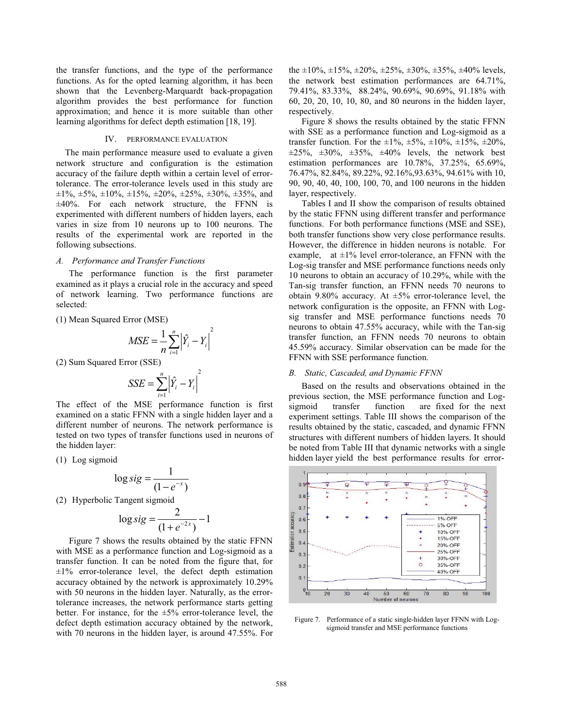the transfer functions, and the type of the performance functions. As for the opted learning algorithm, it has been shown that the Levenberg-Marquardt back-propagation algorithm provides the best performance for function approximation; and hence it is more suitable than other learning algorithms for defect depth estimation [18, 19].

## IV. PERFORMANCE EVALUATION

The main performance measure used to evaluate a given network structure and configuration is the estimation accuracy of the failure depth within a certain level of error-tolerance. The error-tolerance levels used in this study are ±1%, ±5%, ±10%, ±15%, ±20%, ±25%, ±30%, ±35%, and ±40%. For each network structure, the FFNN is experimented with different numbers of hidden layers, each varies in size from 10 neurons up to 100 neurons. The results of the experimental work are reported in the following subsections.

### *A. Performance and Transfer Functions*

The performance function is the first parameter examined as it plays a crucial role in the accuracy and speed of network learning. Two performance functions are selected:

(1) Mean Squared Error (MSE)

$$MSE = \frac{1}{n}\sum_{i=1}^{n}\left|\hat{Y}_i - Y_i\right|^2$$

(2) Sum Squared Error (SSE)

$$SSE = \sum_{i=1}^{n}\left|\hat{Y}_i - Y_i\right|^2$$

The effect of the MSE performance function is first examined on a static FFNN with a single hidden layer and a different number of neurons. The network performance is tested on two types of transfer functions used in neurons of the hidden layer:

(1) Log sigmoid

$$\log sig = \frac{1}{(1-e^{-x})}$$

(2) Hyperbolic Tangent sigmoid

$$\log sig = \frac{2}{(1+e^{-2x})} - 1$$

Figure 7 shows the results obtained by the static FFNN with MSE as a performance function and Log-sigmoid as a transfer function. It can be noted from the figure that, for ±1% error-tolerance level, the defect depth estimation accuracy obtained by the network is approximately 10.29% with 50 neurons in the hidden layer. Naturally, as the error-tolerance increases, the network performance starts getting better. For instance, for the ±5% error-tolerance level, the defect depth estimation accuracy obtained by the network, with 70 neurons in the hidden layer, is around 47.55%. For the ±10%, ±15%, ±20%, ±25%, ±30%, ±35%, ±40% levels, the network best estimation performances are 64.71%, 79.41%, 83.33%, 88.24%, 90.69%, 90.69%, 91.18% with 60, 20, 20, 10, 10, 80, and 80 neurons in the hidden layer, respectively.

Figure 8 shows the results obtained by the static FFNN with SSE as a performance function and Log-sigmoid as a transfer function. For the ±1%, ±5%, ±10%, ±15%, ±20%, ±25%, ±30%, ±35%, ±40% levels, the network best estimation performances are 10.78%, 37.25%, 65.69%, 76.47%, 82.84%, 89.22%, 92.16%,93.63%, 94.61% with 10, 90, 90, 40, 40, 100, 100, 70, and 100 neurons in the hidden layer, respectively.

Tables I and II show the comparison of results obtained by the static FFNN using different transfer and performance functions. For both performance functions (MSE and SSE), both transfer functions show very close performance results. However, the difference in hidden neurons is notable. For example, at ±1% level error-tolerance, an FFNN with the Log-sig transfer and MSE performance functions needs only 10 neurons to obtain an accuracy of 10.29%, while with the Tan-sig transfer function, an FFNN needs 70 neurons to obtain 9.80% accuracy. At ±5% error-tolerance level, the network configuration is the opposite, an FFNN with Log-sig transfer and MSE performance functions needs 70 neurons to obtain 47.55% accuracy, while with the Tan-sig transfer function, an FFNN needs 70 neurons to obtain 45.59% accuracy. Similar observation can be made for the FFNN with SSE performance function.

### *B. Static, Cascaded, and Dynamic FFNN*

Based on the results and observations obtained in the previous section, the MSE performance function and Log-sigmoid transfer function are fixed for the next experiment settings. Table III shows the comparison of the results obtained by the static, cascaded, and dynamic FFNN structures with different numbers of hidden layers. It should be noted from Table III that dynamic networks with a single hidden layer yield the best performance results for error-

Figure 7. Performance of a static single-hidden layer FFNN with Log-sigmoid transfer and MSE performance functions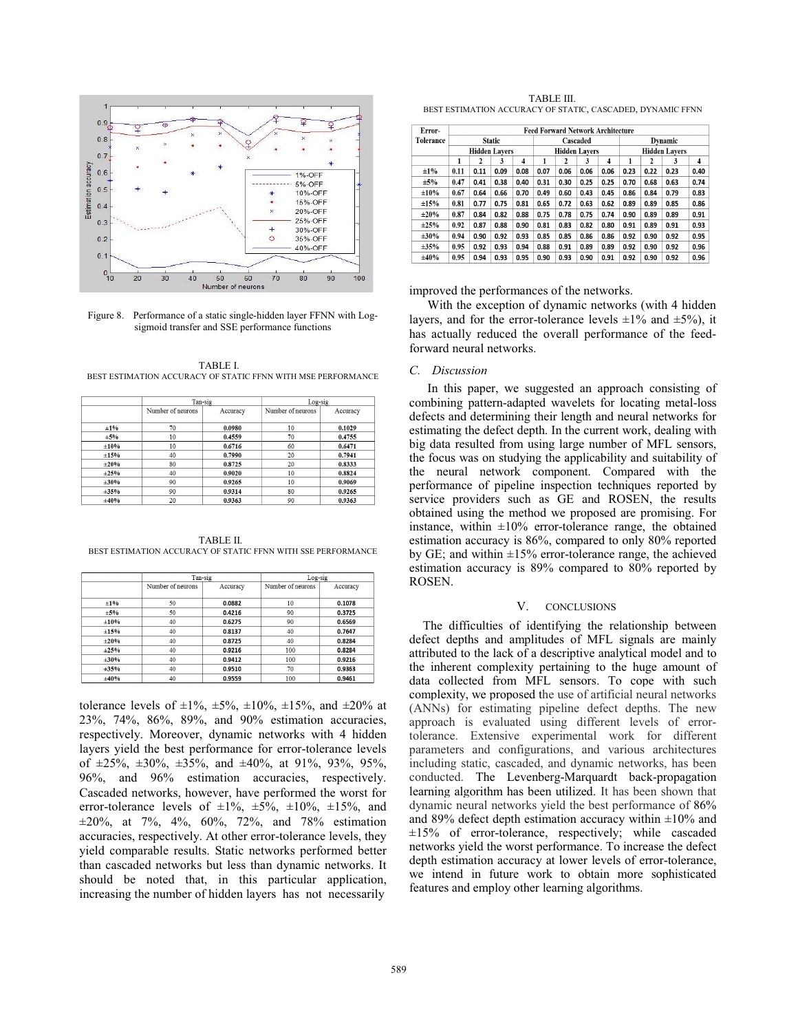Figure 8. Performance of a static single-hidden layer FFNN with Log-sigmoid transfer and SSE performance functions

TABLE I.
BEST ESTIMATION ACCURACY OF STATIC FFNN WITH MSE PERFORMANCE

| | Tan-sig | | Log-sig | |
|---|---|---|---|---|
| | Number of neurons | Accuracy | Number of neurons | Accuracy |
| ±1% | 70 | 0.0980 | 10 | 0.1029 |
| ±5% | 10 | 0.4559 | 70 | 0.4755 |
| ±10% | 10 | 0.6716 | 60 | 0.6471 |
| ±15% | 40 | 0.7990 | 20 | 0.7941 |
| ±20% | 80 | 0.8725 | 20 | 0.8333 |
| ±25% | 40 | 0.9020 | 10 | 0.8824 |
| ±30% | 90 | 0.9265 | 10 | 0.9069 |
| ±35% | 90 | 0.9314 | 80 | 0.9265 |
| ±40% | 20 | 0.9363 | 90 | 0.9363 |

TABLE II.
BEST ESTIMATION ACCURACY OF STATIC FFNN WITH SSE PERFORMANCE

| | Tan-sig | | Log-sig | |
|---|---|---|---|---|
| | Number of neurons | Accuracy | Number of neurons | Accuracy |
| ±1% | 50 | 0.0882 | 10 | 0.1078 |
| ±5% | 50 | 0.4216 | 90 | 0.3725 |
| ±10% | 40 | 0.6275 | 90 | 0.6569 |
| ±15% | 40 | 0.8137 | 40 | 0.7647 |
| ±20% | 40 | 0.8725 | 40 | 0.8284 |
| ±25% | 40 | 0.9216 | 100 | 0.8284 |
| ±30% | 40 | 0.9412 | 100 | 0.9216 |
| ±35% | 40 | 0.9510 | 70 | 0.9363 |
| ±40% | 40 | 0.9559 | 100 | 0.9461 |

tolerance levels of ±1%, ±5%, ±10%, ±15%, and ±20% at 23%, 74%, 86%, 89%, and 90% estimation accuracies, respectively. Moreover, dynamic networks with 4 hidden layers yield the best performance for error-tolerance levels of ±25%, ±30%, ±35%, and ±40%, at 91%, 93%, 95%, 96%, and 96% estimation accuracies, respectively. Cascaded networks, however, have performed the worst for error-tolerance levels of ±1%, ±5%, ±10%, ±15%, and ±20%, at 7%, 4%, 60%, 72%, and 78% estimation accuracies, respectively. At other error-tolerance levels, they yield comparable results. Static networks performed better than cascaded networks but less than dynamic networks. It should be noted that, in this particular application, increasing the number of hidden layers has not necessarily improved the performances of the networks.

TABLE III.
BEST ESTIMATION ACCURACY OF STATIC, CASCADED, DYNAMIC FFNN

| Error-Tolerance | Feed Forward Network Architecture | | | | | | | | | | | |
|---|---|---|---|---|---|---|---|---|---|---|---|---|
| | Static | | | | Cascaded | | | | Dynamic | | | |
| | Hidden Layers | | | | Hidden Layers | | | | Hidden Layers | | | |
| | 1 | 2 | 3 | 4 | 1 | 2 | 3 | 4 | 1 | 2 | 3 | 4 |
| ±1% | 0.11 | 0.11 | 0.09 | 0.08 | 0.07 | 0.06 | 0.06 | 0.06 | 0.23 | 0.22 | 0.23 | 0.40 |
| ±5% | 0.47 | 0.41 | 0.38 | 0.40 | 0.31 | 0.30 | 0.25 | 0.25 | 0.70 | 0.68 | 0.63 | 0.74 |
| ±10% | 0.67 | 0.64 | 0.66 | 0.70 | 0.49 | 0.60 | 0.43 | 0.45 | 0.86 | 0.84 | 0.79 | 0.83 |
| ±15% | 0.81 | 0.77 | 0.75 | 0.81 | 0.65 | 0.72 | 0.63 | 0.62 | 0.89 | 0.89 | 0.85 | 0.86 |
| ±20% | 0.87 | 0.84 | 0.82 | 0.88 | 0.75 | 0.78 | 0.75 | 0.74 | 0.90 | 0.89 | 0.89 | 0.91 |
| ±25% | 0.92 | 0.87 | 0.88 | 0.90 | 0.81 | 0.83 | 0.82 | 0.80 | 0.91 | 0.89 | 0.91 | 0.93 |
| ±30% | 0.94 | 0.90 | 0.92 | 0.93 | 0.85 | 0.85 | 0.86 | 0.86 | 0.92 | 0.90 | 0.92 | 0.95 |
| ±35% | 0.95 | 0.92 | 0.93 | 0.94 | 0.88 | 0.91 | 0.89 | 0.89 | 0.92 | 0.90 | 0.92 | 0.96 |
| ±40% | 0.95 | 0.94 | 0.93 | 0.95 | 0.90 | 0.93 | 0.90 | 0.91 | 0.92 | 0.90 | 0.92 | 0.96 |

With the exception of dynamic networks (with 4 hidden layers, and for the error-tolerance levels ±1% and ±5%), it has actually reduced the overall performance of the feed-forward neural networks.

### C. Discussion

In this paper, we suggested an approach consisting of combining pattern-adapted wavelets for locating metal-loss defects and determining their length and neural networks for estimating the defect depth. In the current work, dealing with big data resulted from using large number of MFL sensors, the focus was on studying the applicability and suitability of the neural network component. Compared with the performance of pipeline inspection techniques reported by service providers such as GE and ROSEN, the results obtained using the method we proposed are promising. For instance, within ±10% error-tolerance range, the obtained estimation accuracy is 86%, compared to only 80% reported by GE; and within ±15% error-tolerance range, the achieved estimation accuracy is 89% compared to 80% reported by ROSEN.

## V. CONCLUSIONS

The difficulties of identifying the relationship between defect depths and amplitudes of MFL signals are mainly attributed to the lack of a descriptive analytical model and to the inherent complexity pertaining to the huge amount of data collected from MFL sensors. To cope with such complexity, we proposed the use of artificial neural networks (ANNs) for estimating pipeline defect depths. The new approach is evaluated using different levels of error-tolerance. Extensive experimental work for different parameters and configurations, and various architectures including static, cascaded, and dynamic networks, has been conducted. The Levenberg-Marquardt back-propagation learning algorithm has been utilized. It has been shown that dynamic neural networks yield the best performance of 86% and 89% defect depth estimation accuracy within ±10% and ±15% of error-tolerance, respectively; while cascaded networks yield the worst performance. To increase the defect depth estimation accuracy at lower levels of error-tolerance, we intend in future work to obtain more sophisticated features and employ other learning algorithms.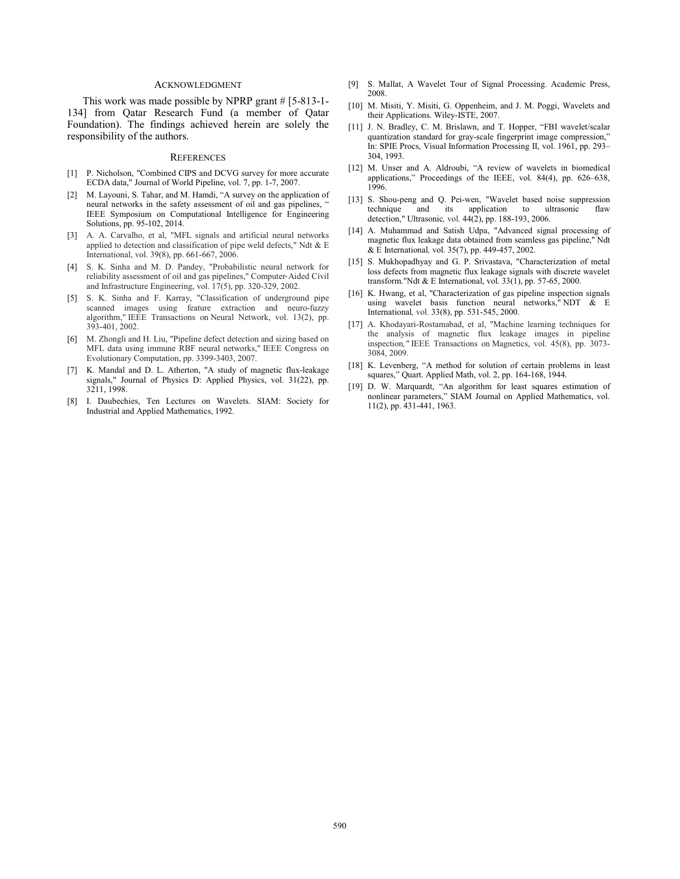## ACKNOWLEDGMENT

This work was made possible by NPRP grant # [5-813-1-134] from Qatar Research Fund (a member of Qatar Foundation). The findings achieved herein are solely the responsibility of the authors.

## REFERENCES

[1] P. Nicholson, "Combined CIPS and DCVG survey for more accurate ECDA data," Journal of World Pipeline, vol. 7, pp. 1-7, 2007.

[2] M. Layouni, S. Tahar, and M. Hamdi, "A survey on the application of neural networks in the safety assessment of oil and gas pipelines, " IEEE Symposium on Computational Intelligence for Engineering Solutions, pp. 95-102, 2014.

[3] A. A. Carvalho, et al, "MFL signals and artificial neural networks applied to detection and classification of pipe weld defects," Ndt & E International, vol. 39(8), pp. 661-667, 2006.

[4] S. K. Sinha and M. D. Pandey, "Probabilistic neural network for reliability assessment of oil and gas pipelines," Computer‐Aided Civil and Infrastructure Engineering, vol. 17(5), pp. 320-329, 2002.

[5] S. K. Sinha and F. Karray, "Classification of underground pipe scanned images using feature extraction and neuro-fuzzy algorithm," IEEE Transactions on Neural Network, vol. 13(2), pp. 393-401, 2002.

[6] M. Zhongli and H. Liu, "Pipeline defect detection and sizing based on MFL data using immune RBF neural networks," IEEE Congress on Evolutionary Computation, pp. 3399-3403, 2007.

[7] K. Mandal and D. L. Atherton, "A study of magnetic flux-leakage signals," Journal of Physics D: Applied Physics, vol. 31(22), pp. 3211, 1998.

[8] I. Daubechies, Ten Lectures on Wavelets. SIAM: Society for Industrial and Applied Mathematics, 1992.

[9] S. Mallat, A Wavelet Tour of Signal Processing. Academic Press, 2008.

[10] M. Misiti, Y. Misiti, G. Oppenheim, and J. M. Poggi, Wavelets and their Applications. Wiley-ISTE, 2007.

[11] J. N. Bradley, C. M. Brislawn, and T. Hopper, "FBI wavelet/scalar quantization standard for gray-scale fingerprint image compression," In: SPIE Procs, Visual Information Processing II, vol. 1961, pp. 293–304, 1993.

[12] M. Unser and A. Aldroubi, "A review of wavelets in biomedical applications," Proceedings of the IEEE, vol. 84(4), pp. 626–638, 1996.

[13] S. Shou-peng and Q. Pei-wen, "Wavelet based noise suppression technique and its application to ultrasonic flaw detection," Ultrasonic*,* vol. 44(2), pp. 188-193, 2006.

[14] A. Muhammad and Satish Udpa, "Advanced signal processing of magnetic flux leakage data obtained from seamless gas pipeline," Ndt & E International*,* vol. 35(7), pp. 449-457, 2002.

[15] S. Mukhopadhyay and G. P. Srivastava, "Characterization of metal loss defects from magnetic flux leakage signals with discrete wavelet transform."Ndt & E International, vol. 33(1), pp. 57-65, 2000.

[16] K. Hwang, et al, "Characterization of gas pipeline inspection signals using wavelet basis function neural networks," NDT & E International*,* vol. 33(8), pp. 531-545, 2000.

[17] A. Khodayari-Rostamabad, et al, "Machine learning techniques for the analysis of magnetic flux leakage images in pipeline inspection*,"* IEEE Transactions on Magnetics, vol. 45(8), pp. 3073-3084, 2009.

[18] K. Levenberg, "A method for solution of certain problems in least squares," Quart. Applied Math, vol. 2, pp. 164-168, 1944.

[19] D. W. Marquardt, "An algorithm for least squares estimation of nonlinear parameters," SIAM Journal on Applied Mathematics, vol. 11(2), pp. 431-441, 1963.